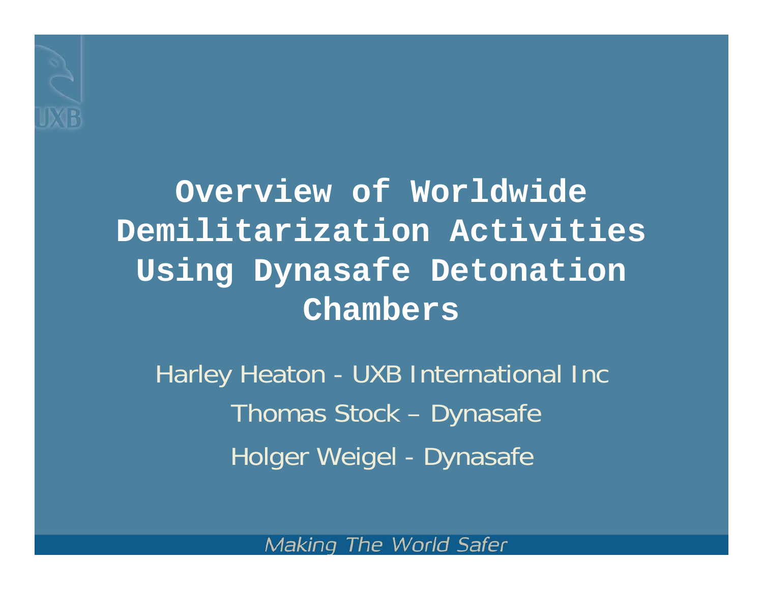# Overview of Worldwide Demilitarization Activities Using Dynasafe Detonation Chambers

Harley Heaton - UXB International Inc

Thomas Stock – Dynasafe

Holger Weigel - Dynasafe

*Making The World Safer*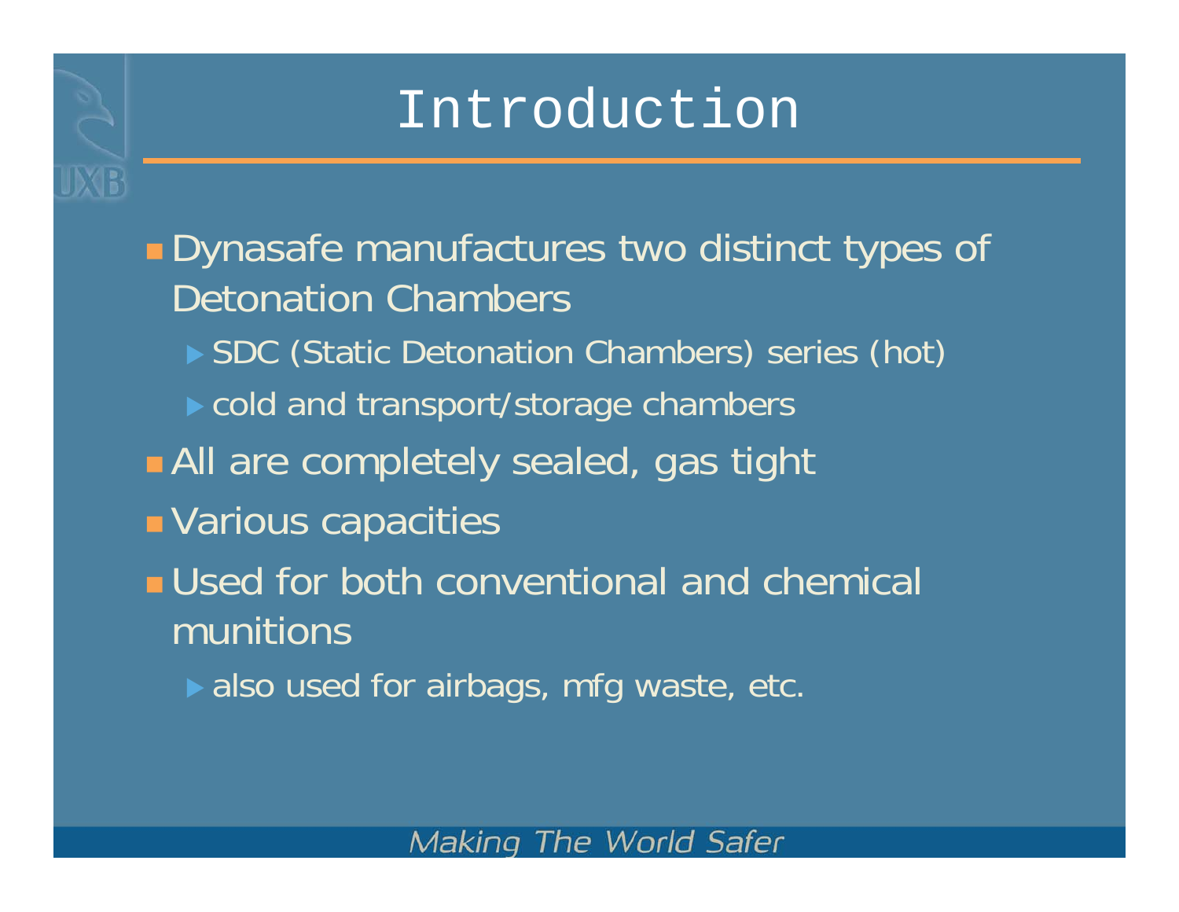# Introduction

- Dynasafe manufactures two distinct types of Detonation Chambers
  - SDC (Static Detonation Chambers) series (hot)
  - cold and transport/storage chambers
- All are completely sealed, gas tight
- Various capacities
- Used for both conventional and chemical munitions
  - also used for airbags, mfg waste, etc.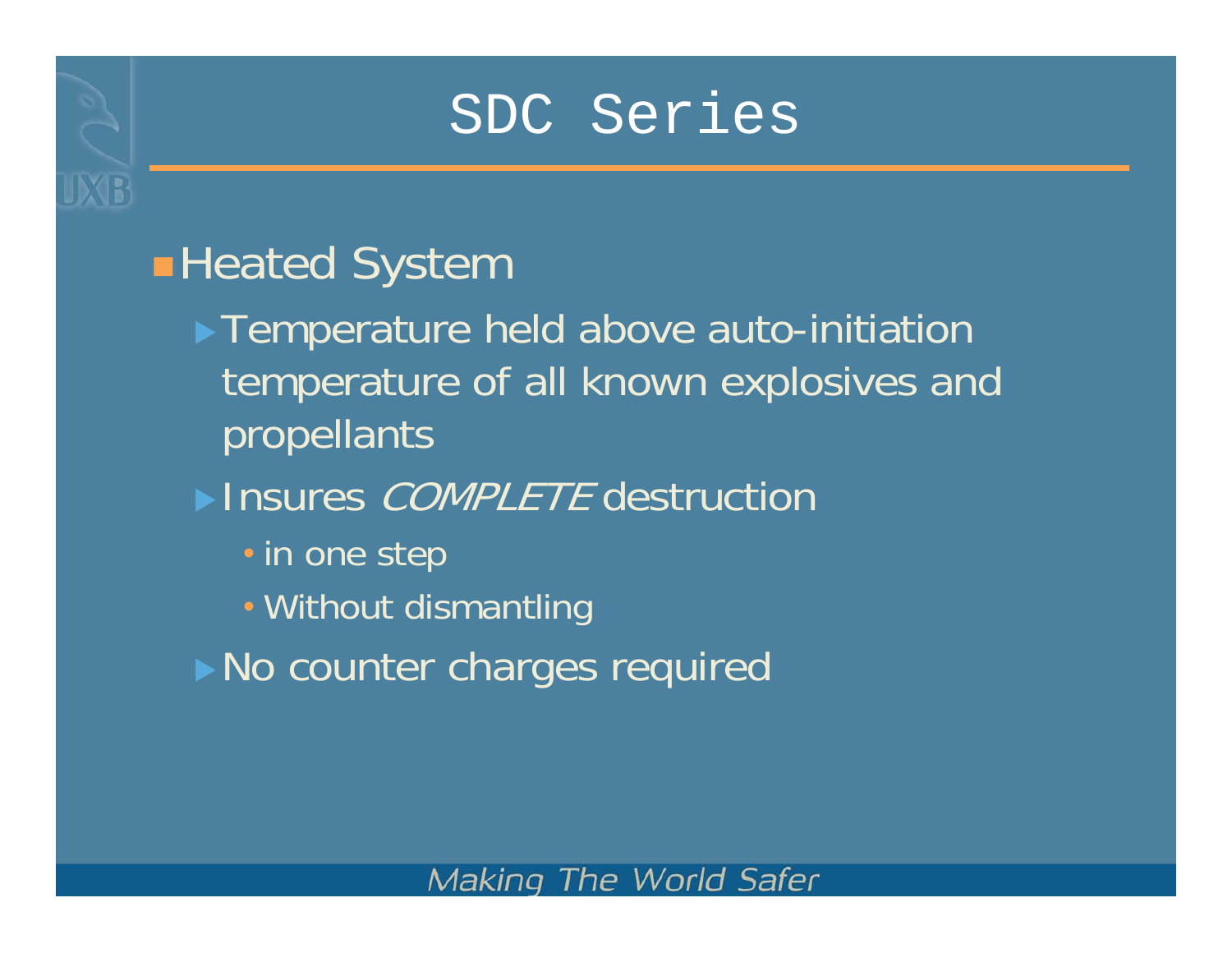# SDC Series

- Heated System
  - Temperature held above auto-initiation temperature of all known explosives and propellants
  - Insures *COMPLETE* destruction
    - in one step
    - Without dismantling
  - No counter charges required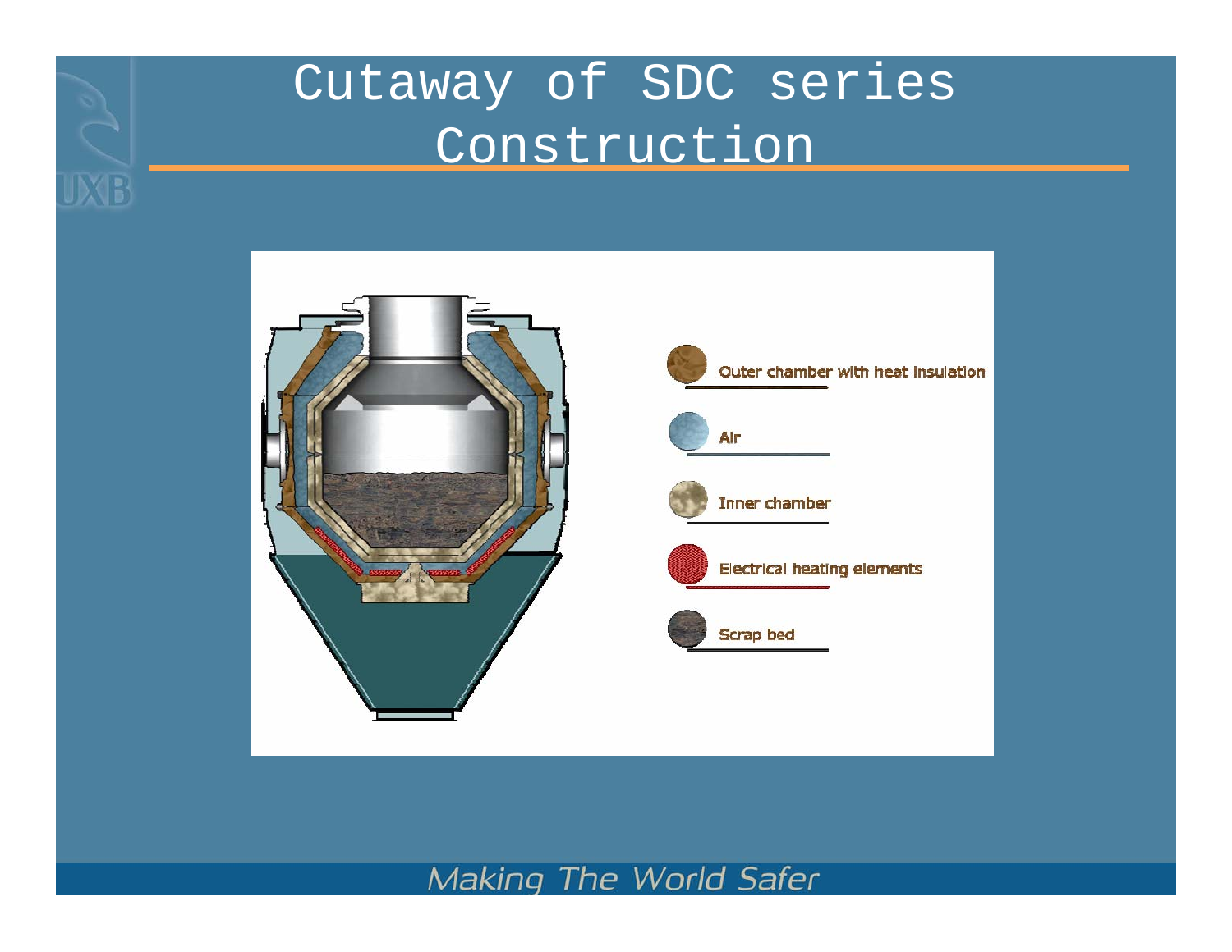# Cutaway of SDC series Construction

Outer chamber with heat insulation

Air

Inner chamber

Electrical heating elements

Scrap bed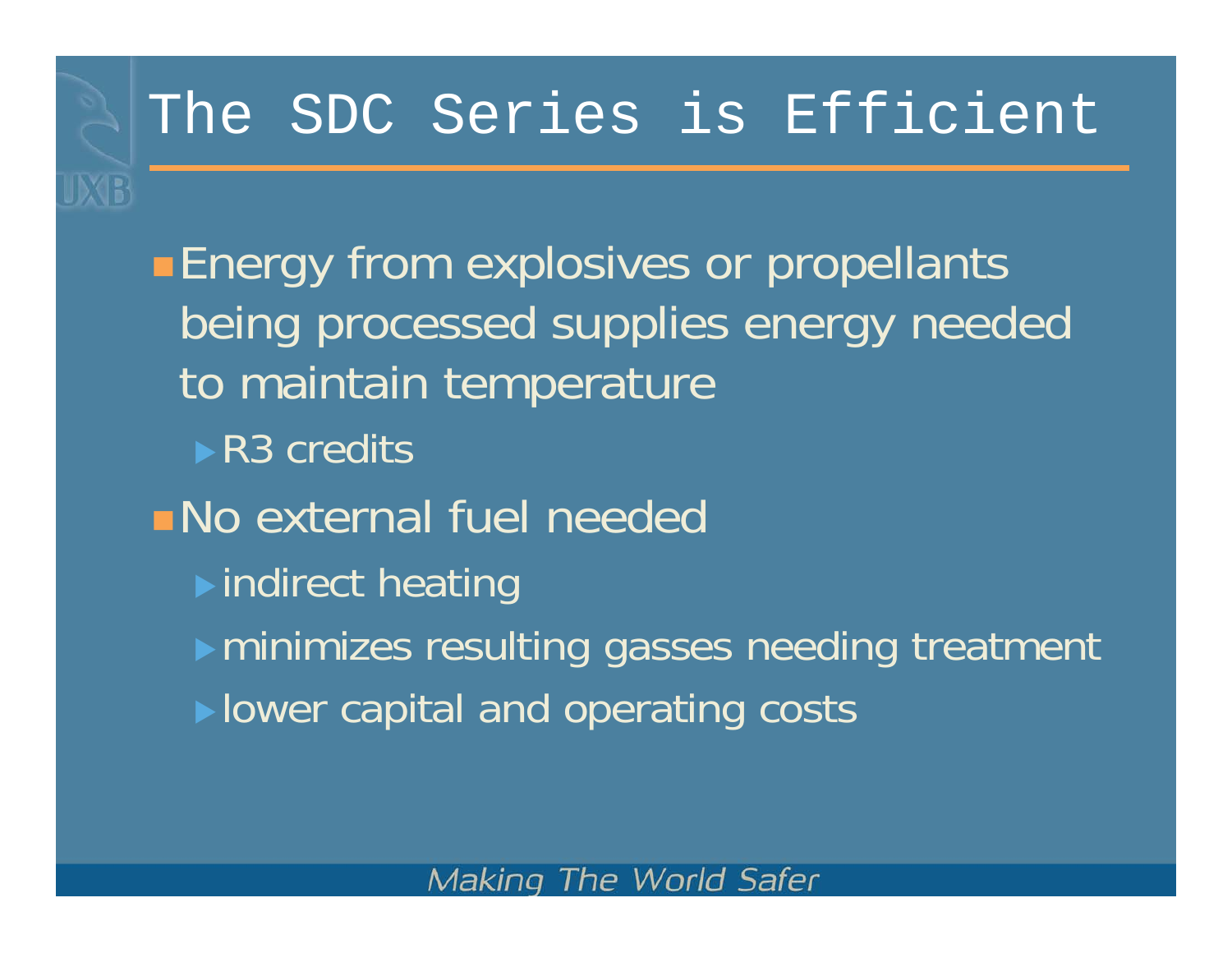# The SDC Series is Efficient

- Energy from explosives or propellants being processed supplies energy needed to maintain temperature
  - R3 credits
- No external fuel needed
  - indirect heating
  - minimizes resulting gasses needing treatment
  - lower capital and operating costs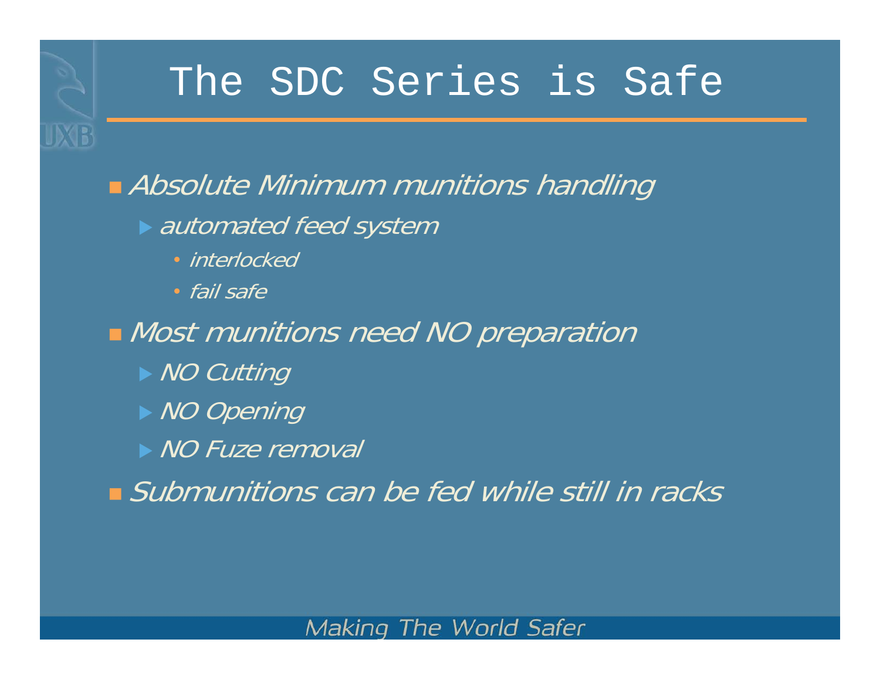# The SDC Series is Safe

- *Absolute Minimum munitions handling*
  - *automated feed system*
    - *interlocked*
    - *fail safe*
- *Most munitions need NO preparation*
  - *NO Cutting*
  - *NO Opening*
  - *NO Fuze removal*
- *Submunitions can be fed while still in racks*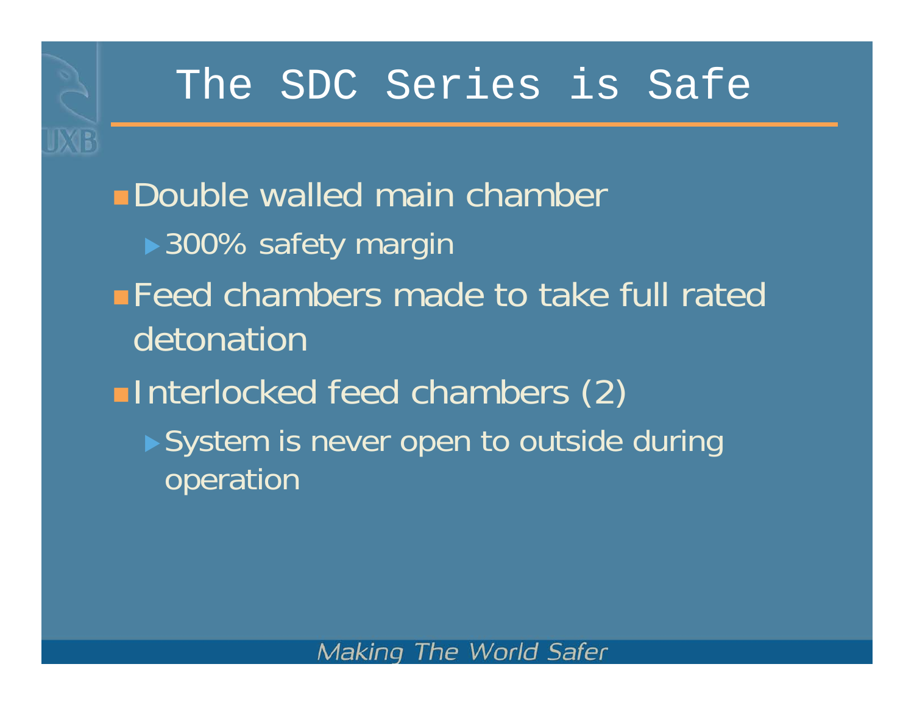# The SDC Series is Safe

- Double walled main chamber
  - 300% safety margin
- Feed chambers made to take full rated detonation
- Interlocked feed chambers (2)
  - System is never open to outside during operation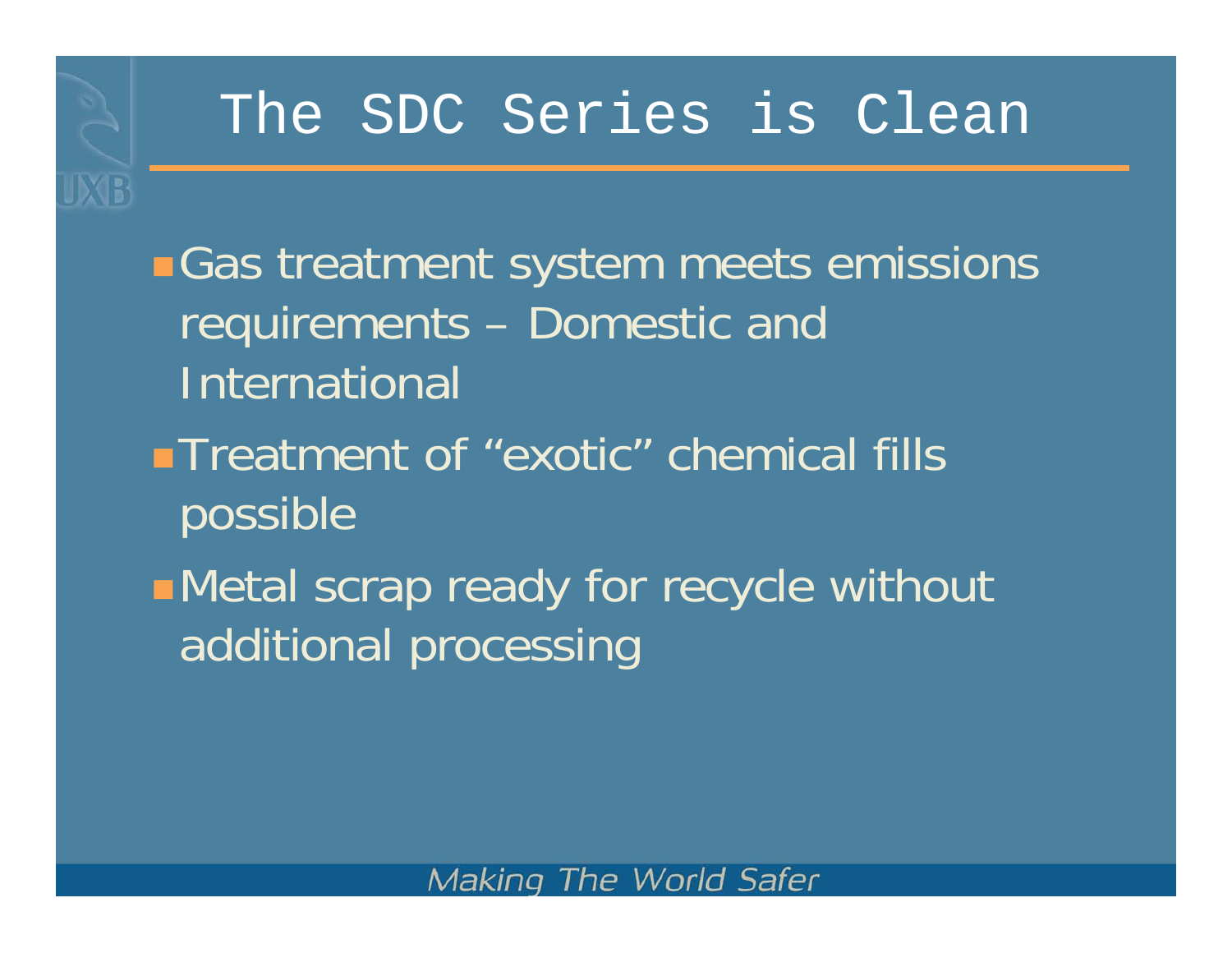# The SDC Series is Clean

- Gas treatment system meets emissions requirements – Domestic and International
- Treatment of "exotic" chemical fills possible
- Metal scrap ready for recycle without additional processing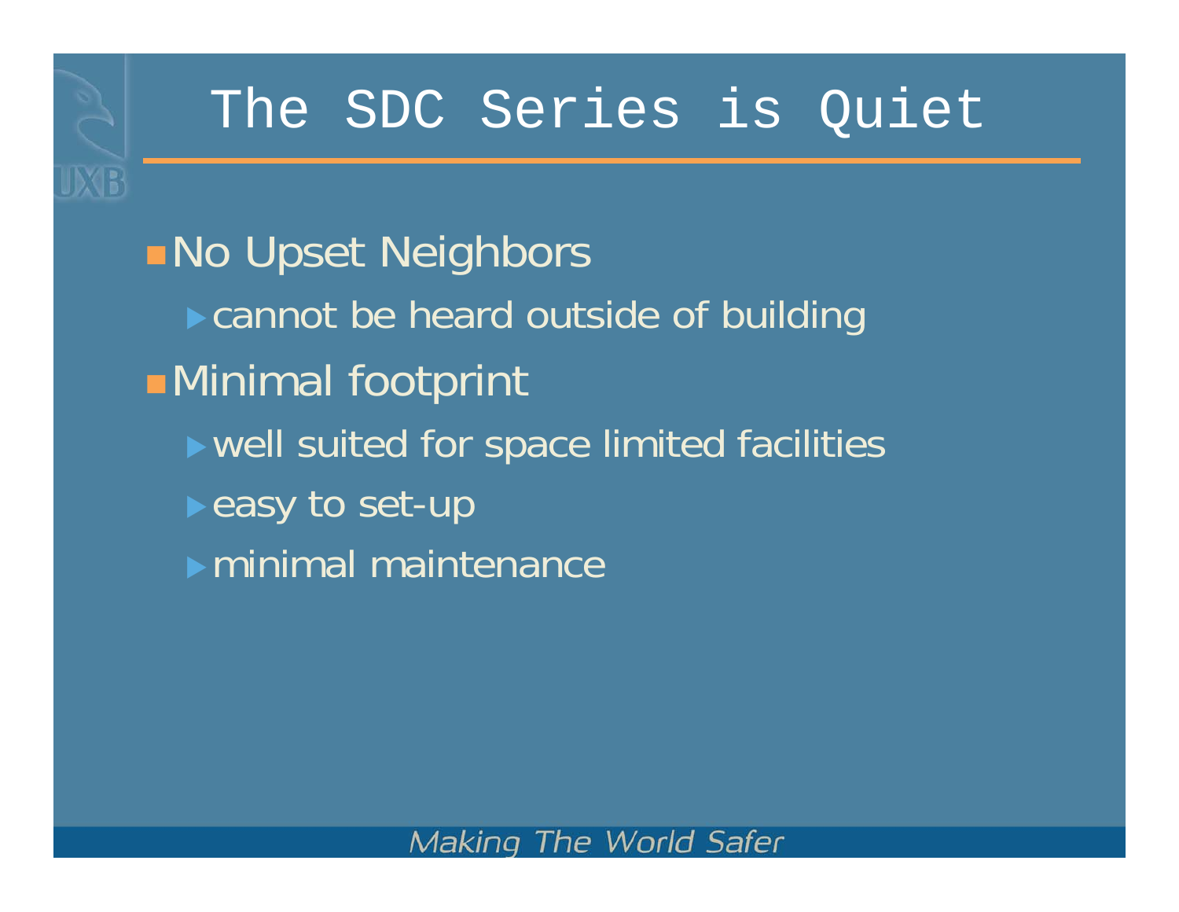# The SDC Series is Quiet

- No Upset Neighbors
  - cannot be heard outside of building
- Minimal footprint
  - well suited for space limited facilities
  - easy to set-up
  - minimal maintenance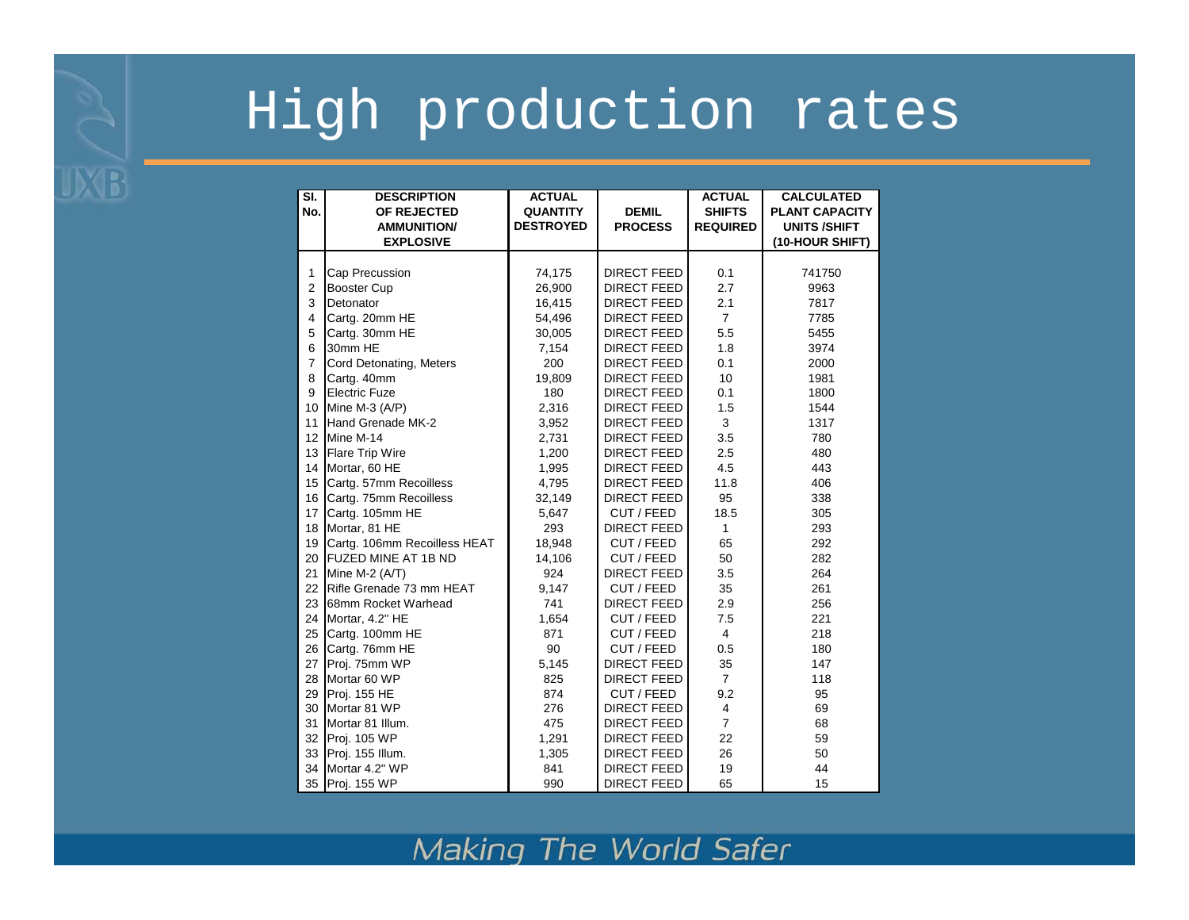# High production rates

| Sl. No. | DESCRIPTION OF REJECTED AMMUNITION/ EXPLOSIVE | ACTUAL QUANTITY DESTROYED | DEMIL PROCESS | ACTUAL SHIFTS REQUIRED | CALCULATED PLANT CAPACITY UNITS /SHIFT (10-HOUR SHIFT) |
|---|---|---|---|---|---|
| 1 | Cap Precussion | 74,175 | DIRECT FEED | 0.1 | 741750 |
| 2 | Booster Cup | 26,900 | DIRECT FEED | 2.7 | 9963 |
| 3 | Detonator | 16,415 | DIRECT FEED | 2.1 | 7817 |
| 4 | Cartg. 20mm HE | 54,496 | DIRECT FEED | 7 | 7785 |
| 5 | Cartg. 30mm HE | 30,005 | DIRECT FEED | 5.5 | 5455 |
| 6 | 30mm HE | 7,154 | DIRECT FEED | 1.8 | 3974 |
| 7 | Cord Detonating, Meters | 200 | DIRECT FEED | 0.1 | 2000 |
| 8 | Cartg. 40mm | 19,809 | DIRECT FEED | 10 | 1981 |
| 9 | Electric Fuze | 180 | DIRECT FEED | 0.1 | 1800 |
| 10 | Mine M-3 (A/P) | 2,316 | DIRECT FEED | 1.5 | 1544 |
| 11 | Hand Grenade MK-2 | 3,952 | DIRECT FEED | 3 | 1317 |
| 12 | Mine M-14 | 2,731 | DIRECT FEED | 3.5 | 780 |
| 13 | Flare Trip Wire | 1,200 | DIRECT FEED | 2.5 | 480 |
| 14 | Mortar, 60 HE | 1,995 | DIRECT FEED | 4.5 | 443 |
| 15 | Cartg. 57mm Recoilless | 4,795 | DIRECT FEED | 11.8 | 406 |
| 16 | Cartg. 75mm Recoilless | 32,149 | DIRECT FEED | 95 | 338 |
| 17 | Cartg. 105mm HE | 5,647 | CUT / FEED | 18.5 | 305 |
| 18 | Mortar, 81 HE | 293 | DIRECT FEED | 1 | 293 |
| 19 | Cartg. 106mm Recoilless HEAT | 18,948 | CUT / FEED | 65 | 292 |
| 20 | FUZED MINE AT 1B ND | 14,106 | CUT / FEED | 50 | 282 |
| 21 | Mine M-2 (A/T) | 924 | DIRECT FEED | 3.5 | 264 |
| 22 | Rifle Grenade 73 mm HEAT | 9,147 | CUT / FEED | 35 | 261 |
| 23 | 68mm Rocket Warhead | 741 | DIRECT FEED | 2.9 | 256 |
| 24 | Mortar, 4.2" HE | 1,654 | CUT / FEED | 7.5 | 221 |
| 25 | Cartg. 100mm HE | 871 | CUT / FEED | 4 | 218 |
| 26 | Cartg. 76mm HE | 90 | CUT / FEED | 0.5 | 180 |
| 27 | Proj. 75mm WP | 5,145 | DIRECT FEED | 35 | 147 |
| 28 | Mortar 60 WP | 825 | DIRECT FEED | 7 | 118 |
| 29 | Proj. 155 HE | 874 | CUT / FEED | 9.2 | 95 |
| 30 | Mortar 81 WP | 276 | DIRECT FEED | 4 | 69 |
| 31 | Mortar 81 Illum. | 475 | DIRECT FEED | 7 | 68 |
| 32 | Proj. 105 WP | 1,291 | DIRECT FEED | 22 | 59 |
| 33 | Proj. 155 Illum. | 1,305 | DIRECT FEED | 26 | 50 |
| 34 | Mortar 4.2" WP | 841 | DIRECT FEED | 19 | 44 |
| 35 | Proj. 155 WP | 990 | DIRECT FEED | 65 | 15 |

*Making The World Safer*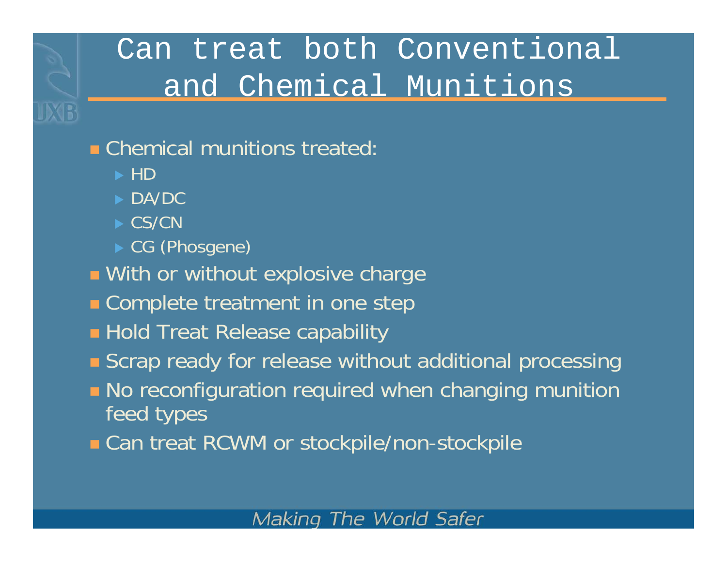# Can treat both Conventional and Chemical Munitions

- Chemical munitions treated:
  - HD
  - DA/DC
  - CS/CN
  - CG (Phosgene)
- With or without explosive charge
- Complete treatment in one step
- Hold Treat Release capability
- Scrap ready for release without additional processing
- No reconfiguration required when changing munition feed types
- Can treat RCWM or stockpile/non-stockpile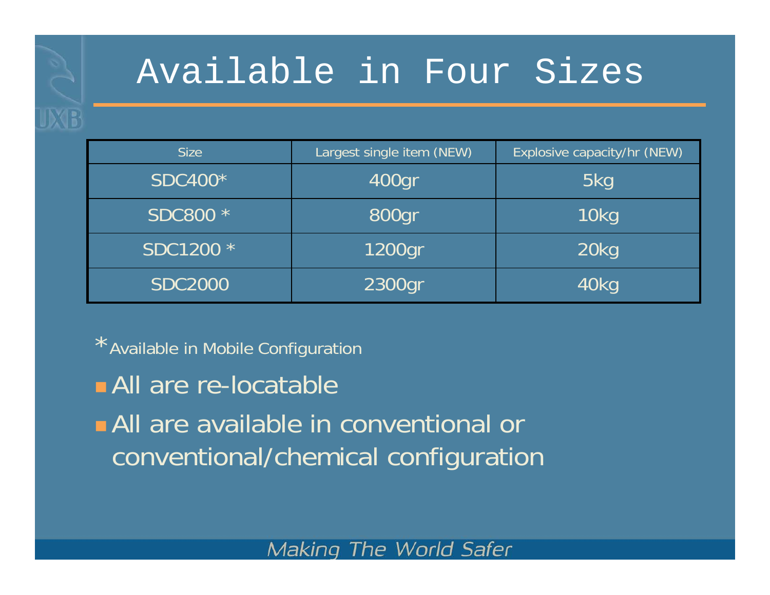# Available in Four Sizes

| Size | Largest single item (NEW) | Explosive capacity/hr (NEW) |
|---|---|---|
| SDC400* | 400gr | 5kg |
| SDC800 * | 800gr | 10kg |
| SDC1200 * | 1200gr | 20kg |
| SDC2000 | 2300gr | 40kg |

*Available in Mobile Configuration

- All are re-locatable
- All are available in conventional or conventional/chemical configuration

*Making The World Safer*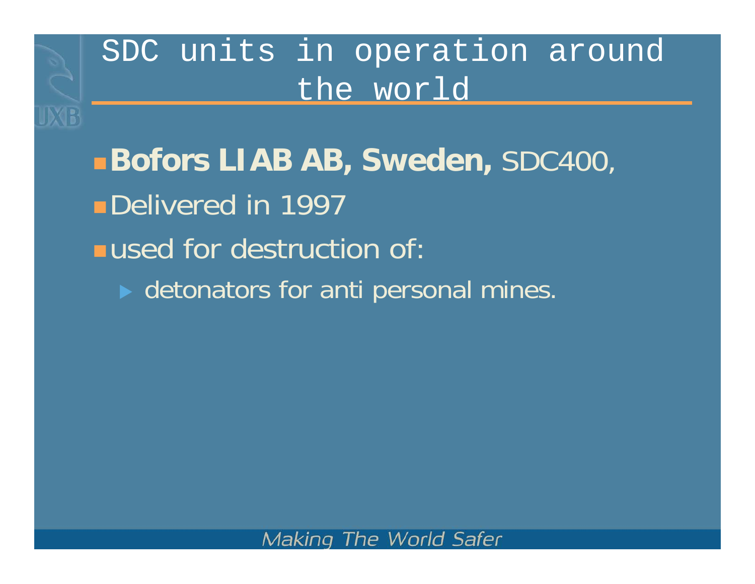# SDC units in operation around the world

- **Bofors LIAB AB, Sweden,** SDC400,
- Delivered in 1997
- used for destruction of:
  - detonators for anti personal mines.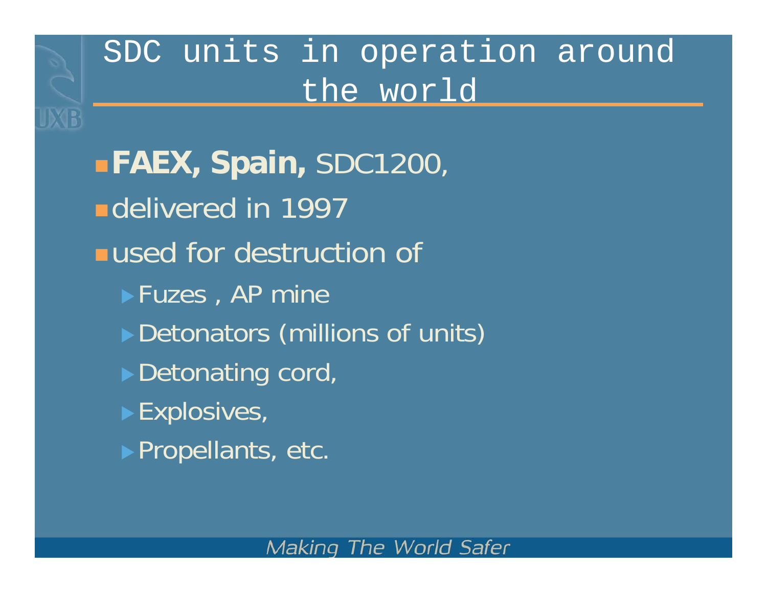# SDC units in operation around the world

- **FAEX, Spain,** SDC1200,
- delivered in 1997
- used for destruction of
  - Fuzes , AP mine
  - Detonators (millions of units)
  - Detonating cord,
  - Explosives,
  - Propellants, etc.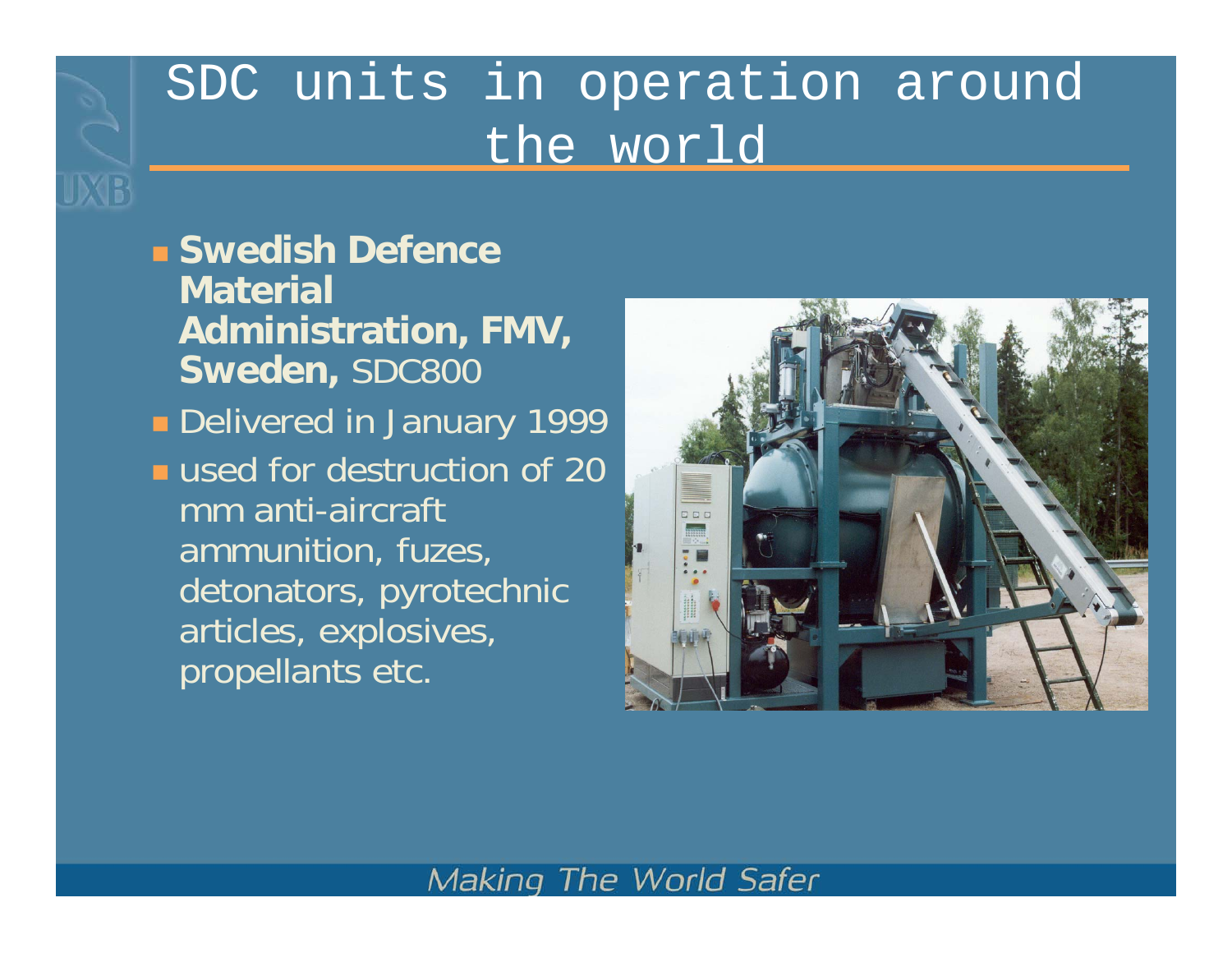# SDC units in operation around the world

- **Swedish Defence Material Administration, FMV, Sweden,** SDC800
- Delivered in January 1999
- used for destruction of 20 mm anti-aircraft ammunition, fuzes, detonators, pyrotechnic articles, explosives, propellants etc.

*Making The World Safer*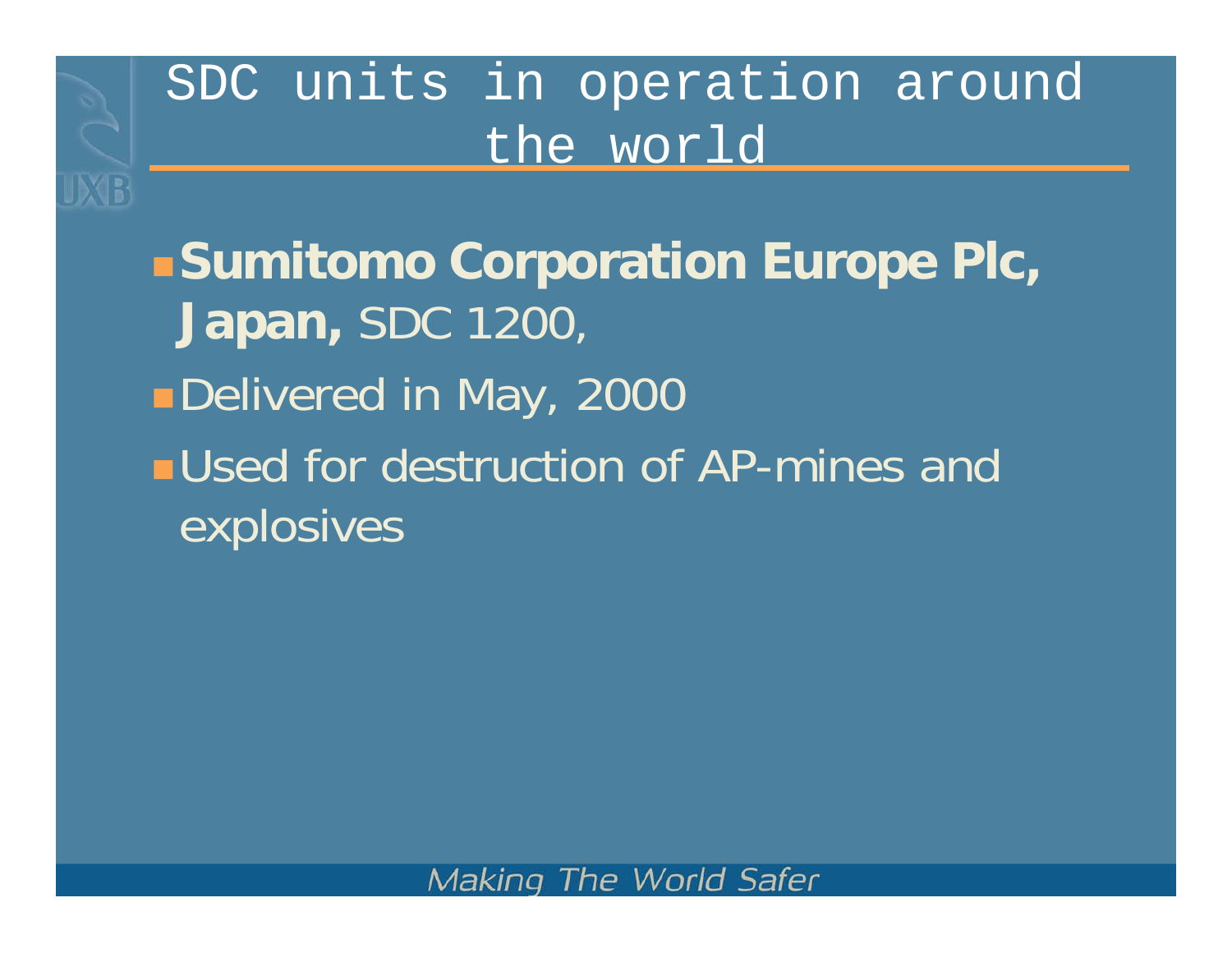# SDC units in operation around the world

- **Sumitomo Corporation Europe Plc, Japan,** SDC 1200,
- Delivered in May, 2000
- Used for destruction of AP-mines and explosives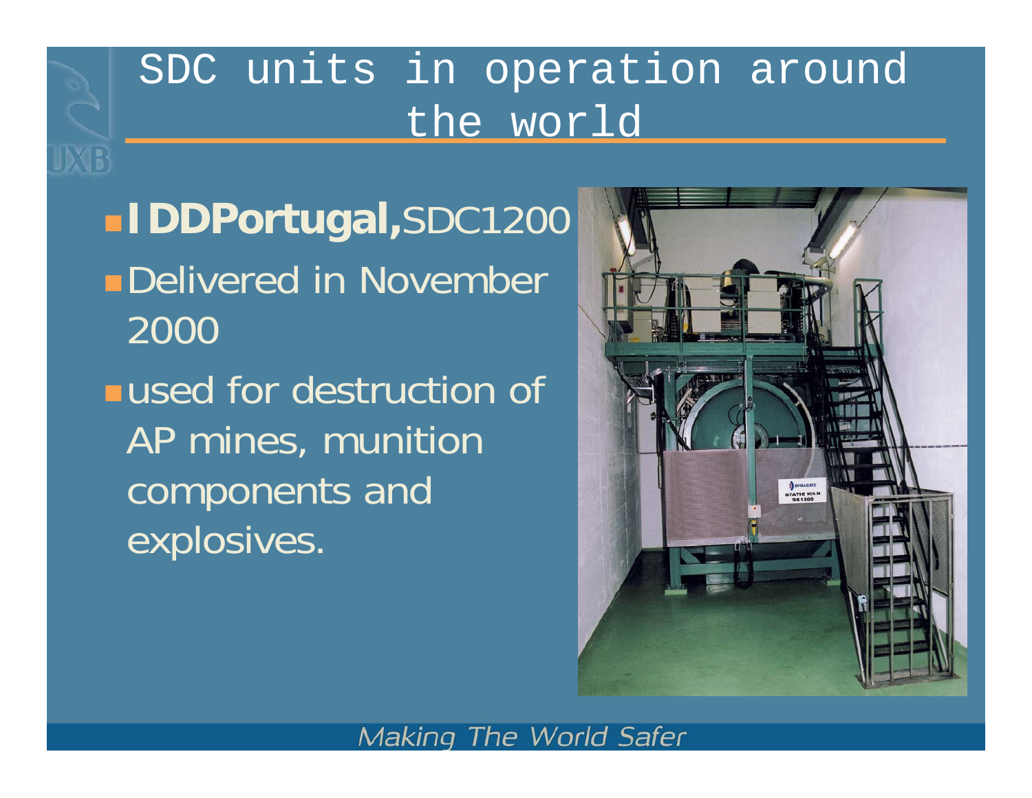# SDC units in operation around the world

- **IDDPortugal,** SDC1200
- Delivered in November 2000
- used for destruction of AP mines, munition components and explosives.

*Making The World Safer*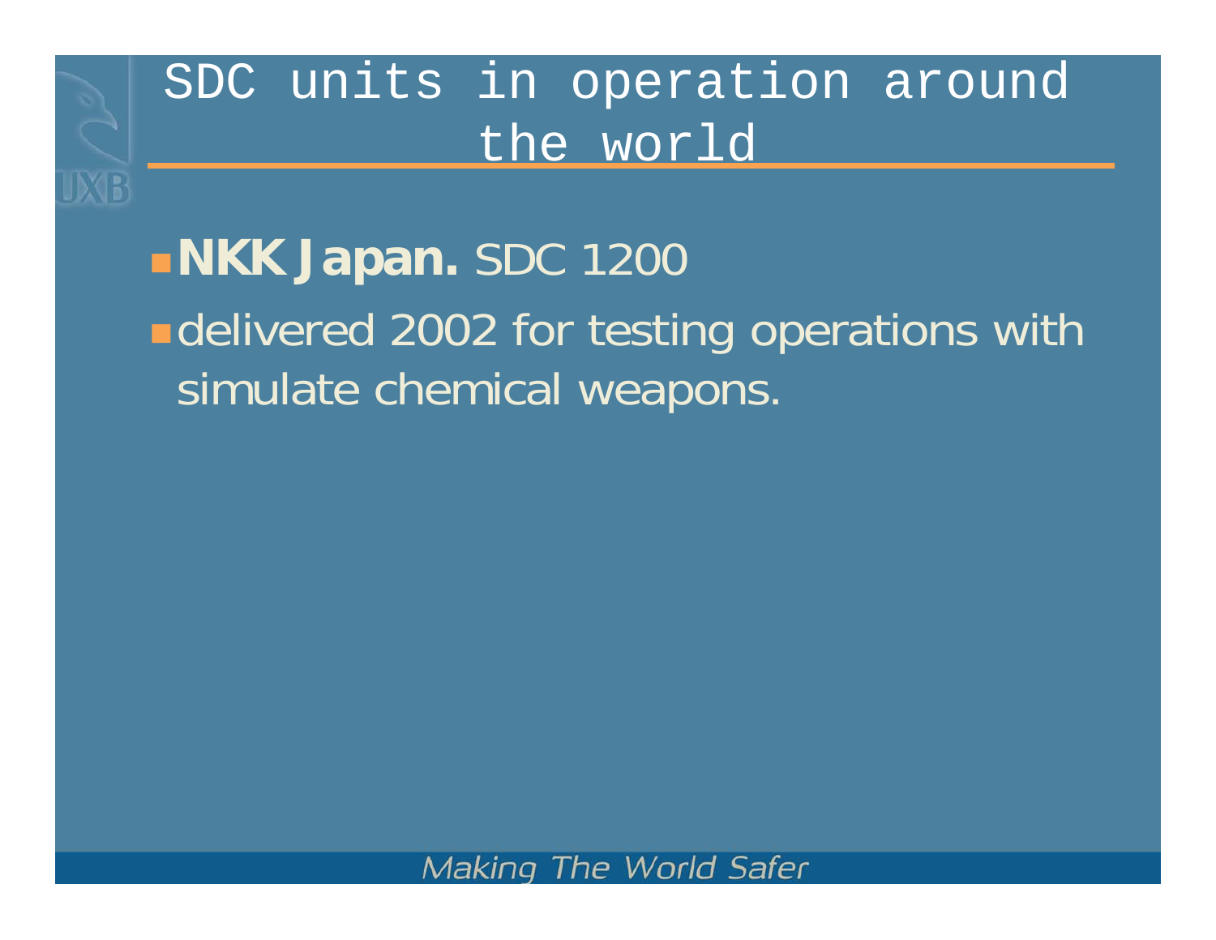# SDC units in operation around the world

- **NKK Japan.** SDC 1200
- delivered 2002 for testing operations with simulate chemical weapons.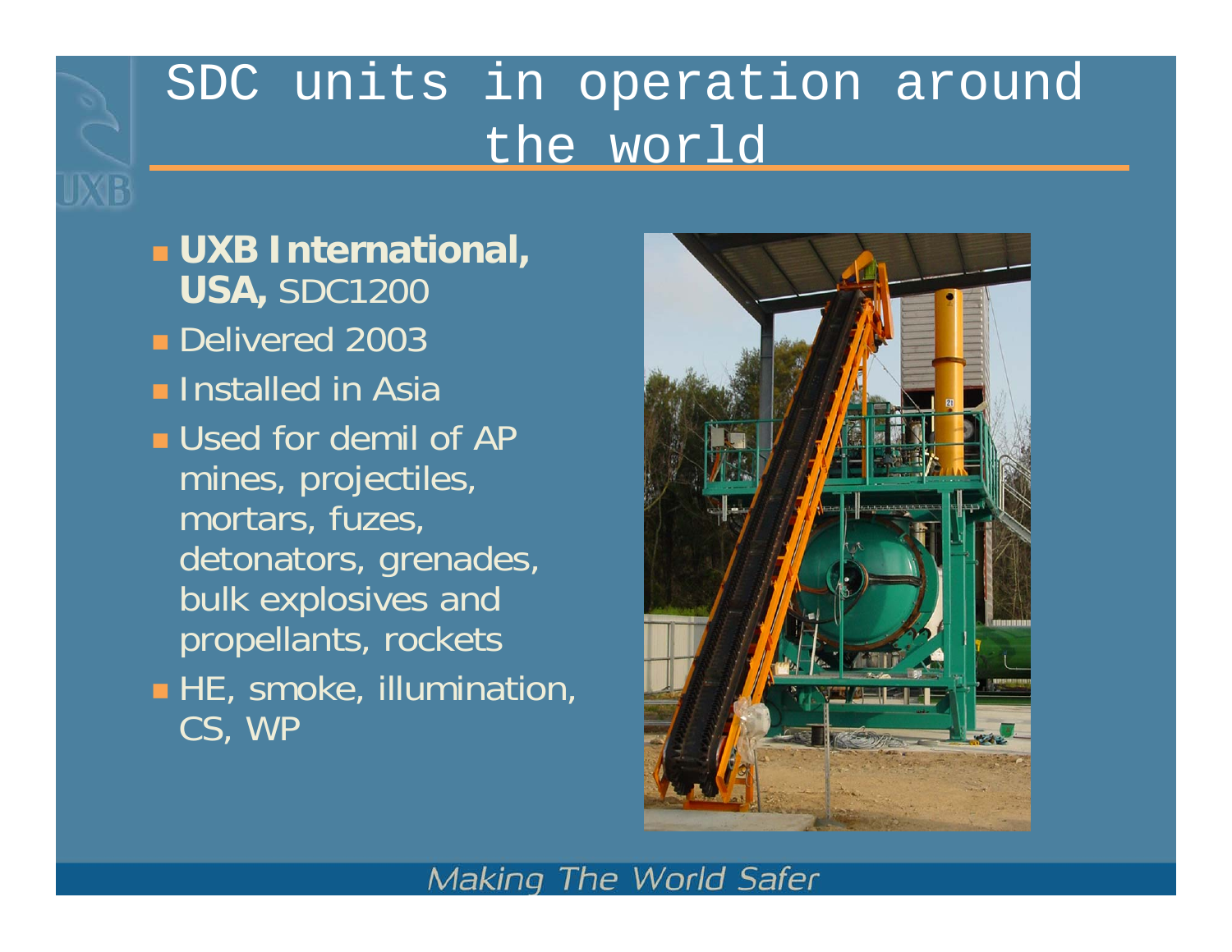# SDC units in operation around the world

- **UXB International, USA,** SDC1200
- Delivered 2003
- Installed in Asia
- Used for demil of AP mines, projectiles, mortars, fuzes, detonators, grenades, bulk explosives and propellants, rockets
- HE, smoke, illumination, CS, WP

*Making The World Safer*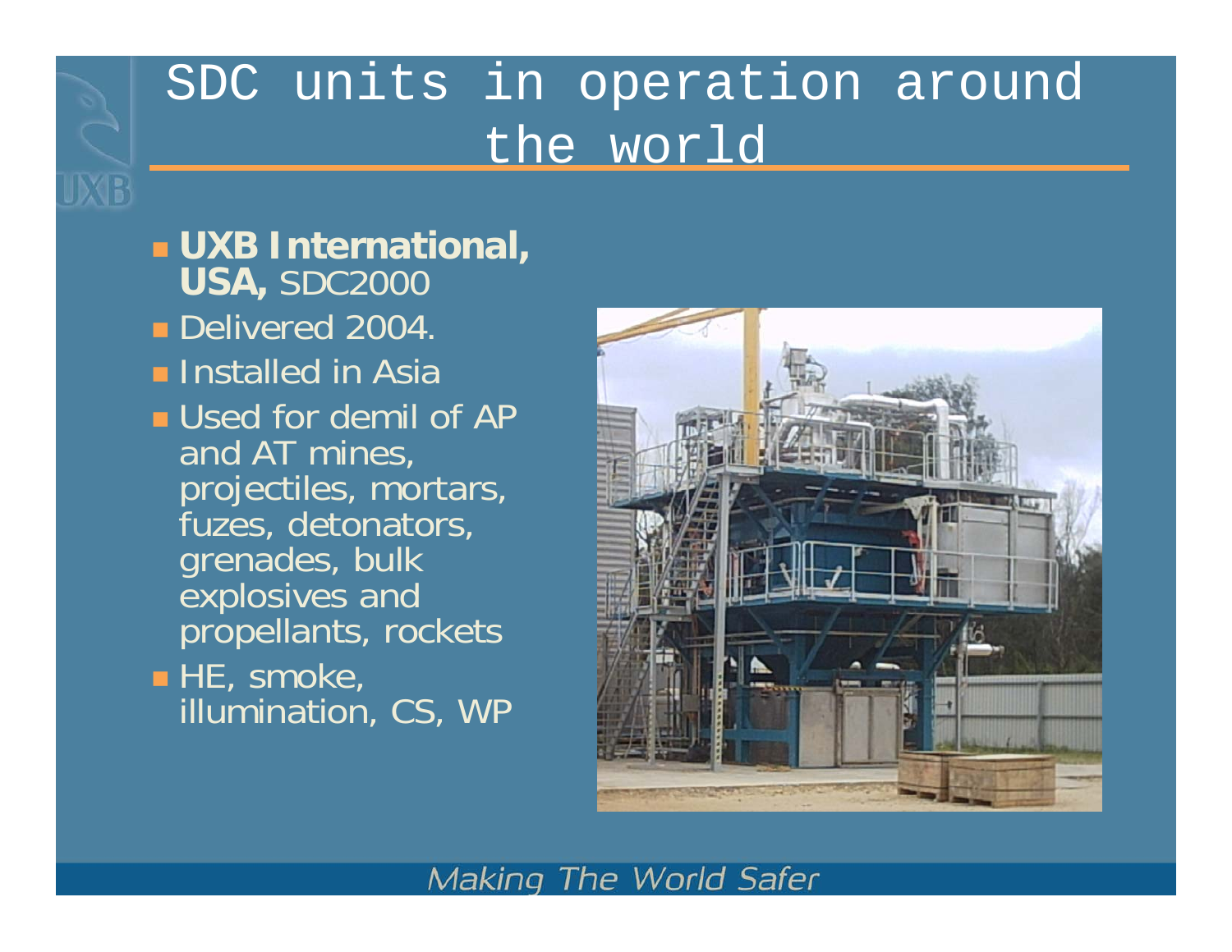# SDC units in operation around the world

- **UXB International, USA,** SDC2000
- Delivered 2004.
- Installed in Asia
- Used for demil of AP and AT mines, projectiles, mortars, fuzes, detonators, grenades, bulk explosives and propellants, rockets
- HE, smoke, illumination, CS, WP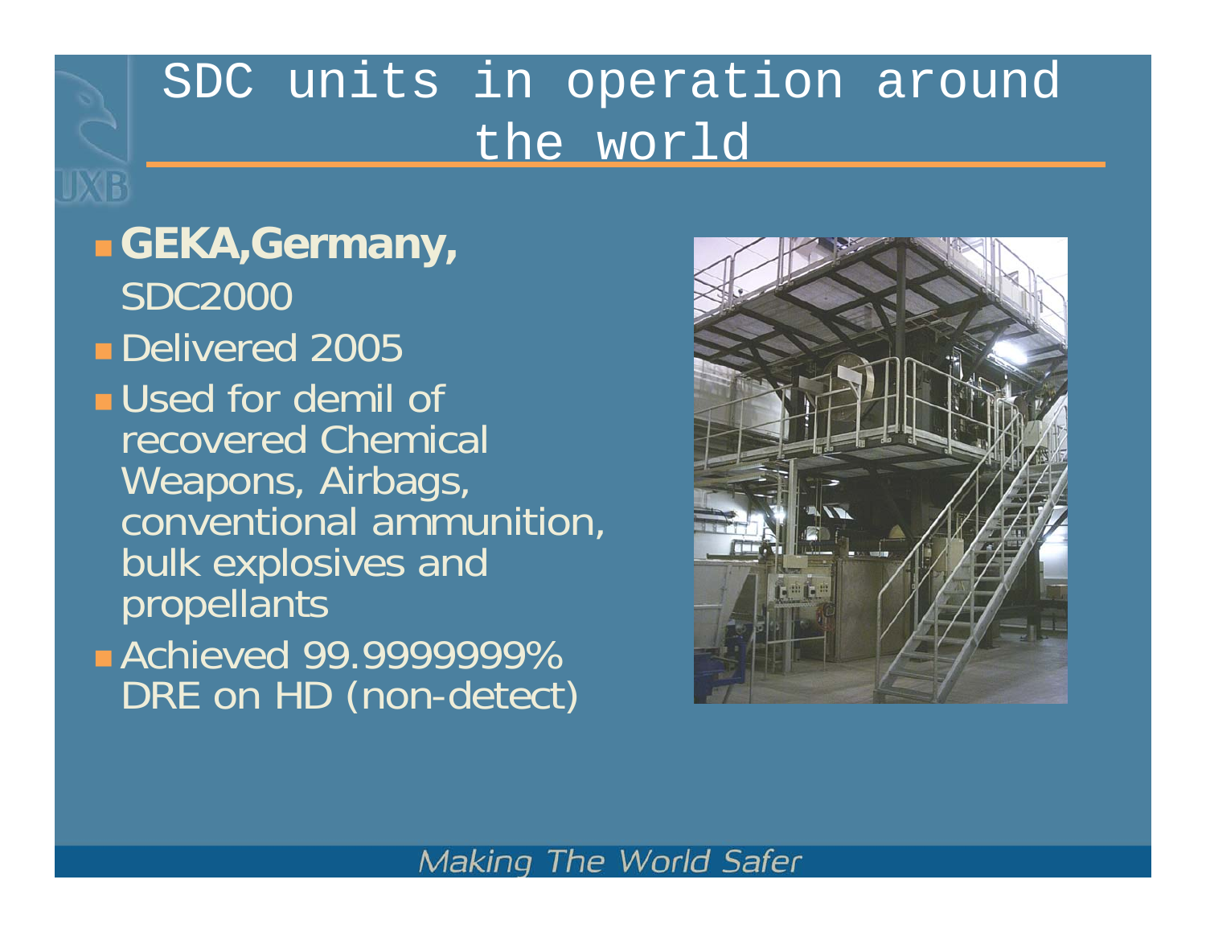# SDC units in operation around the world

- **GEKA,Germany,** SDC2000
- Delivered 2005
- Used for demil of recovered Chemical Weapons, Airbags, conventional ammunition, bulk explosives and propellants
- Achieved 99.9999999% DRE on HD (non-detect)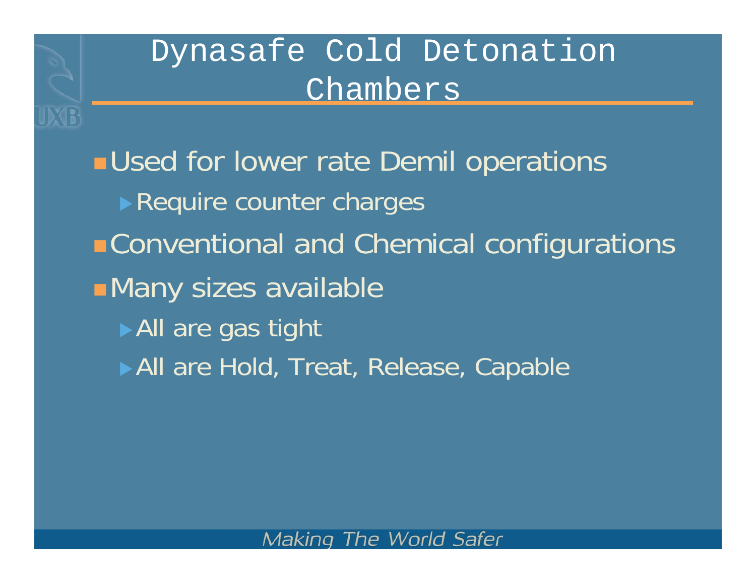# Dynasafe Cold Detonation Chambers

- Used for lower rate Demil operations
  - Require counter charges
- Conventional and Chemical configurations
- Many sizes available
  - All are gas tight
  - All are Hold, Treat, Release, Capable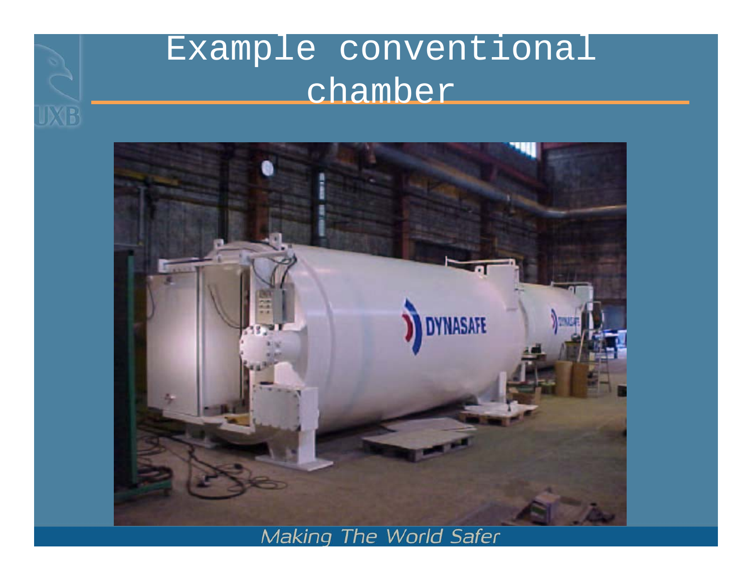# Example conventional chamber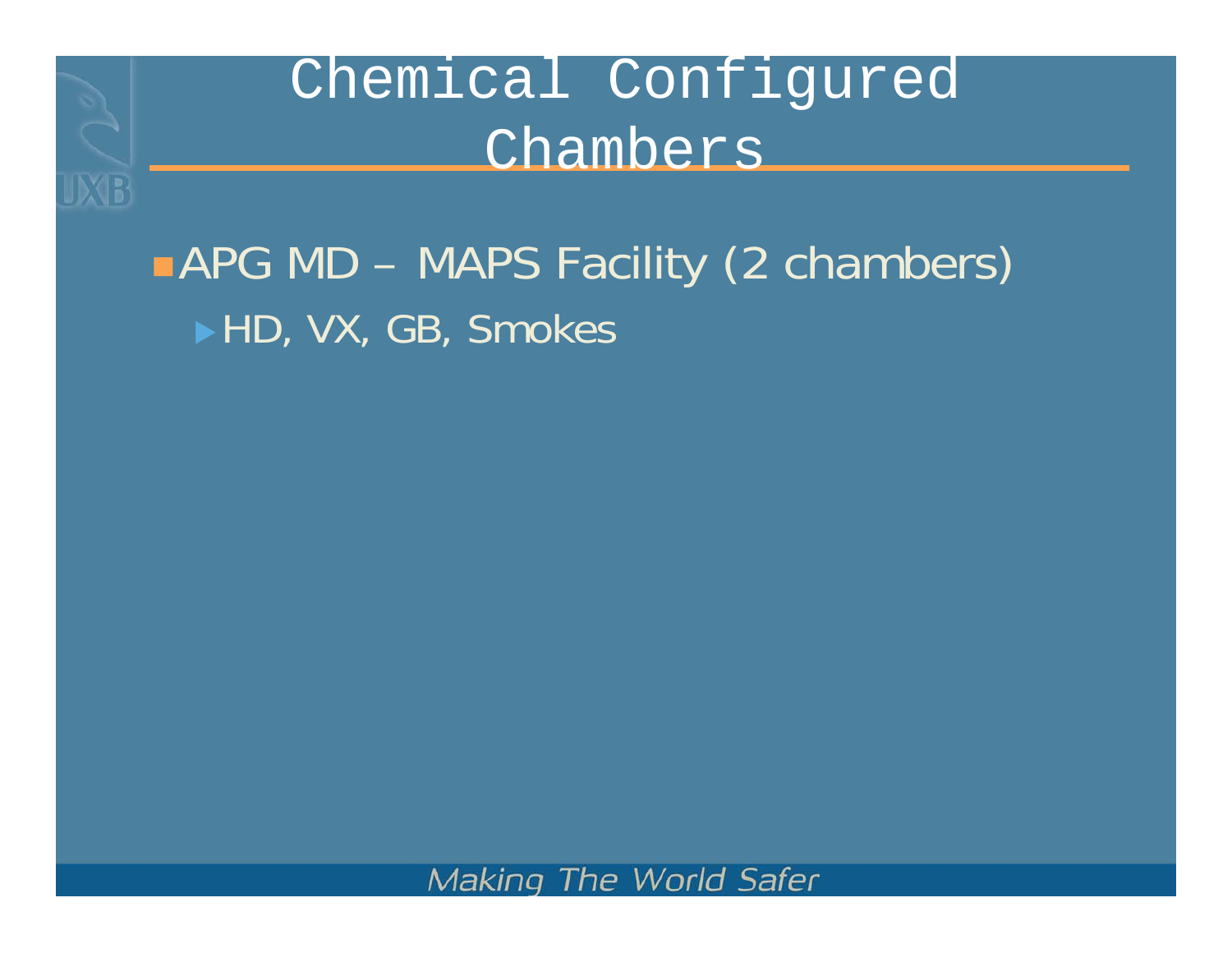# Chemical Configured Chambers

- APG MD – MAPS Facility (2 chambers)
  - HD, VX, GB, Smokes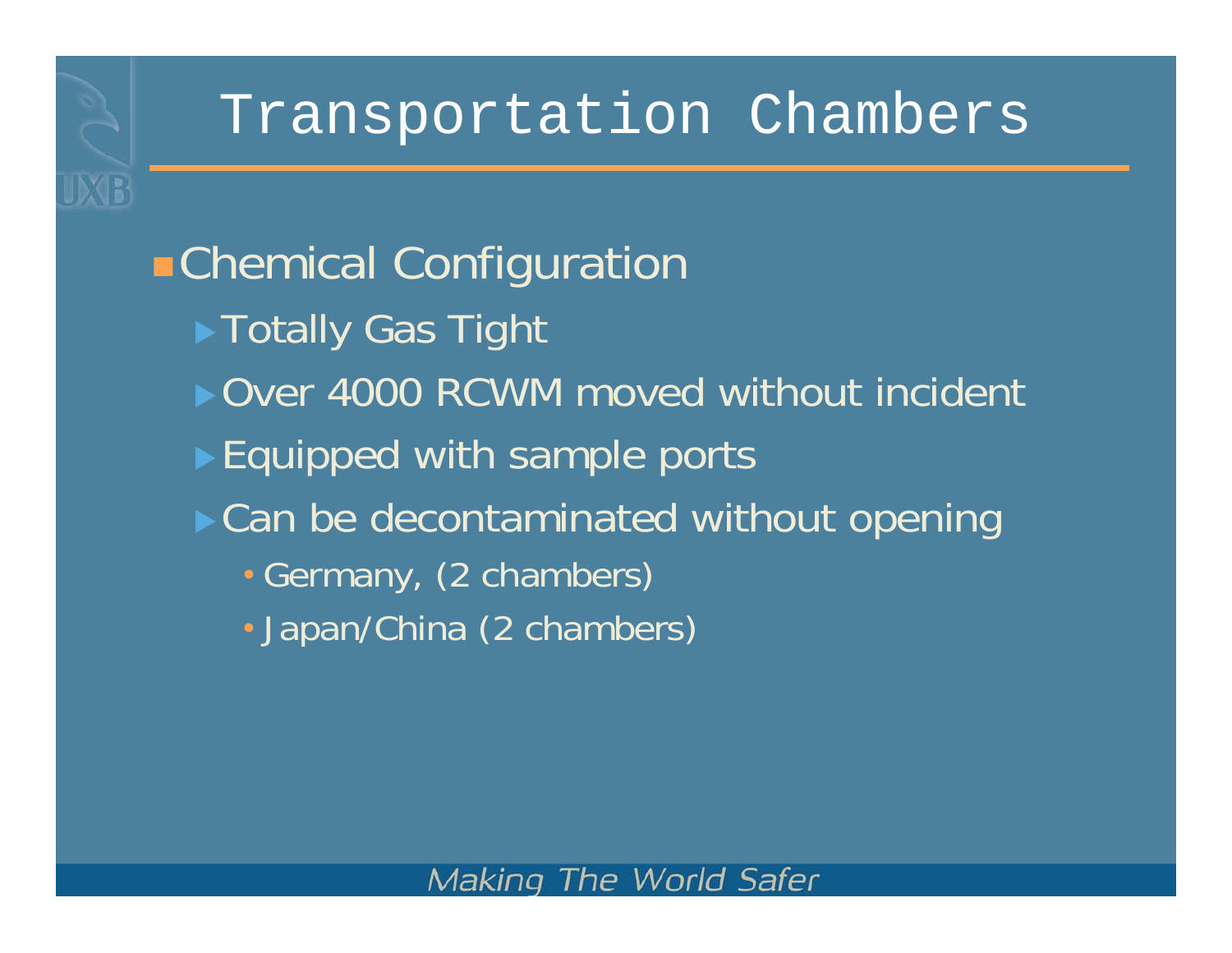# Transportation Chambers

- Chemical Configuration
  - Totally Gas Tight
  - Over 4000 RCWM moved without incident
  - Equipped with sample ports
  - Can be decontaminated without opening
    - Germany, (2 chambers)
    - Japan/China (2 chambers)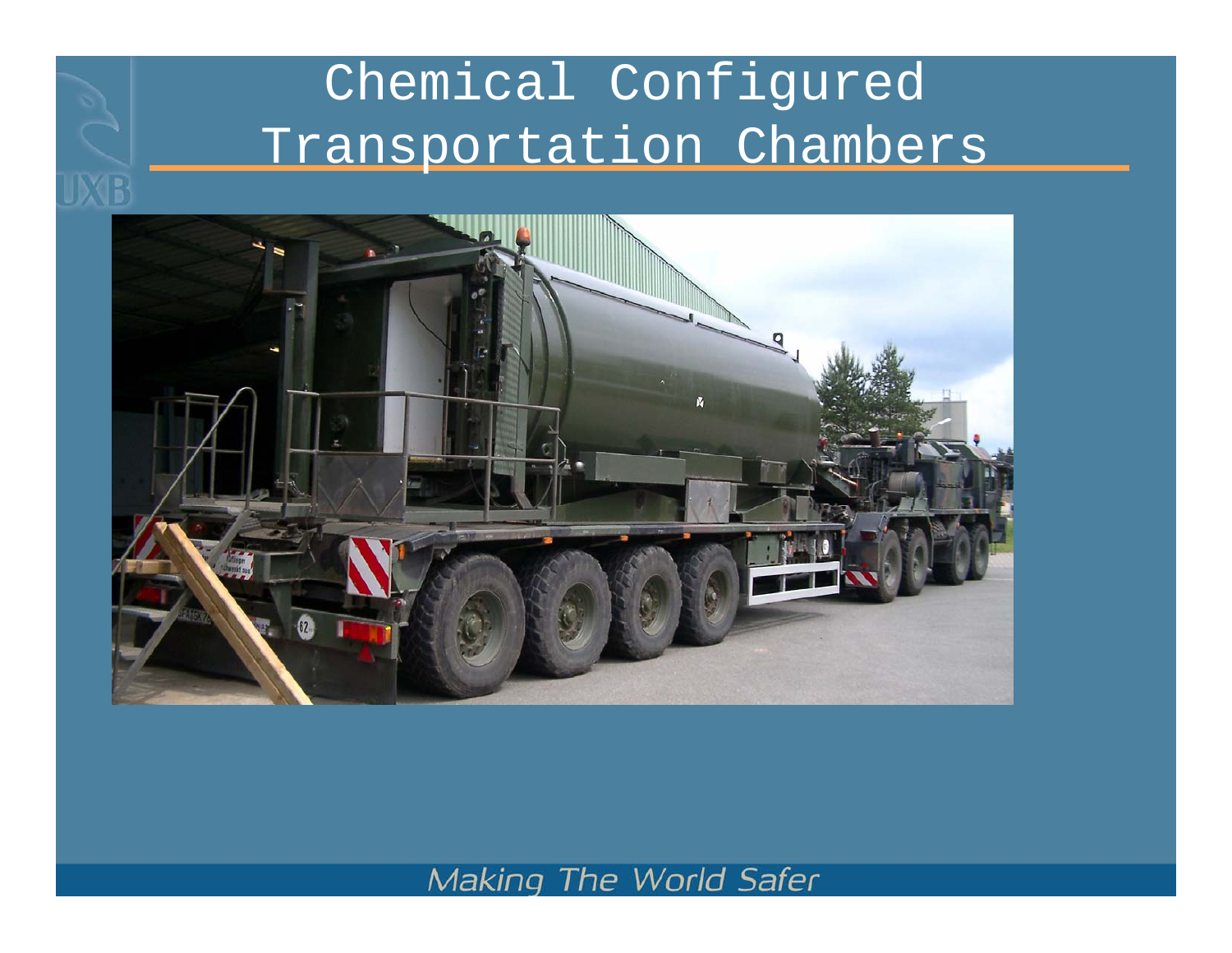# Chemical Configured Transportation Chambers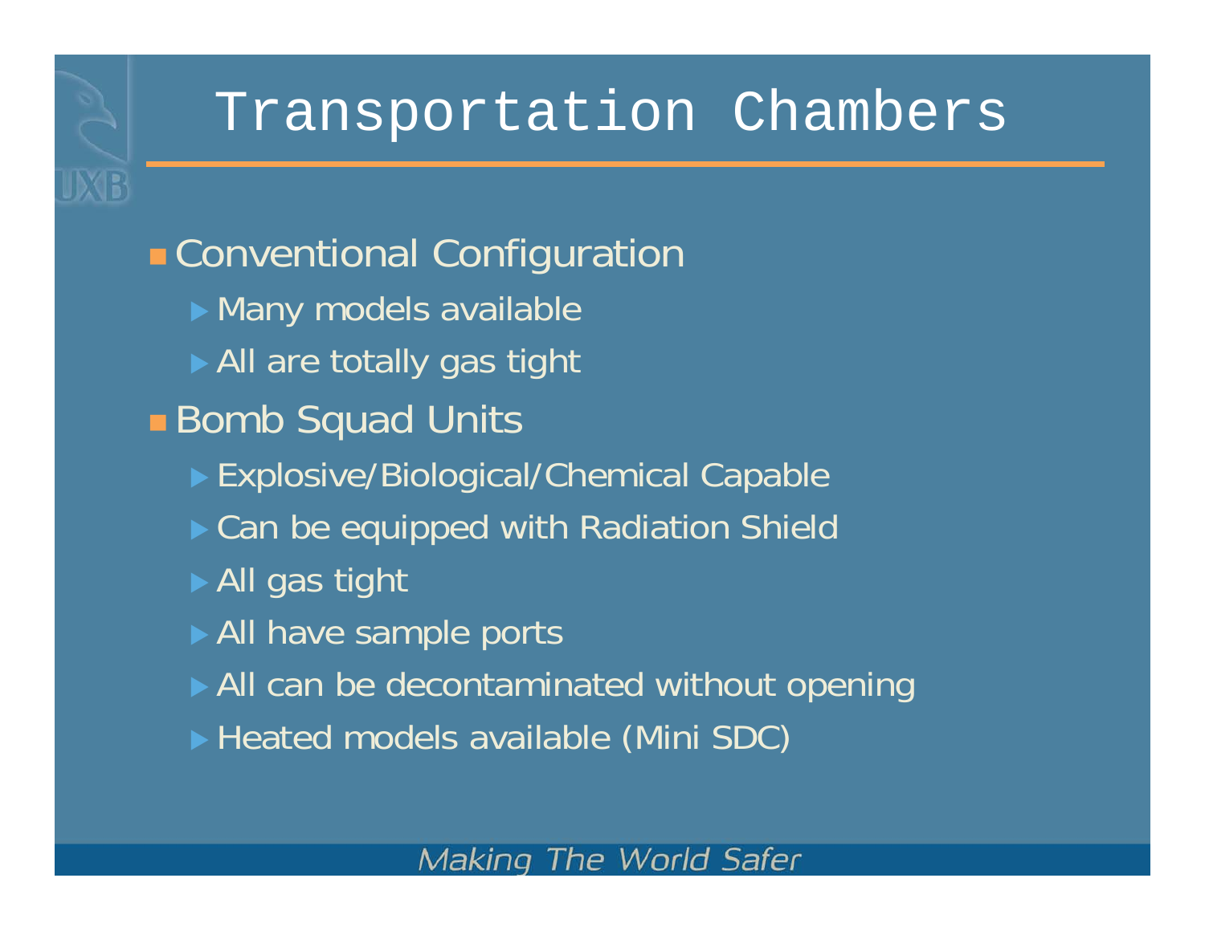# Transportation Chambers

- Conventional Configuration
  - Many models available
  - All are totally gas tight
- Bomb Squad Units
  - Explosive/Biological/Chemical Capable
  - Can be equipped with Radiation Shield
  - All gas tight
  - All have sample ports
  - All can be decontaminated without opening
  - Heated models available (Mini SDC)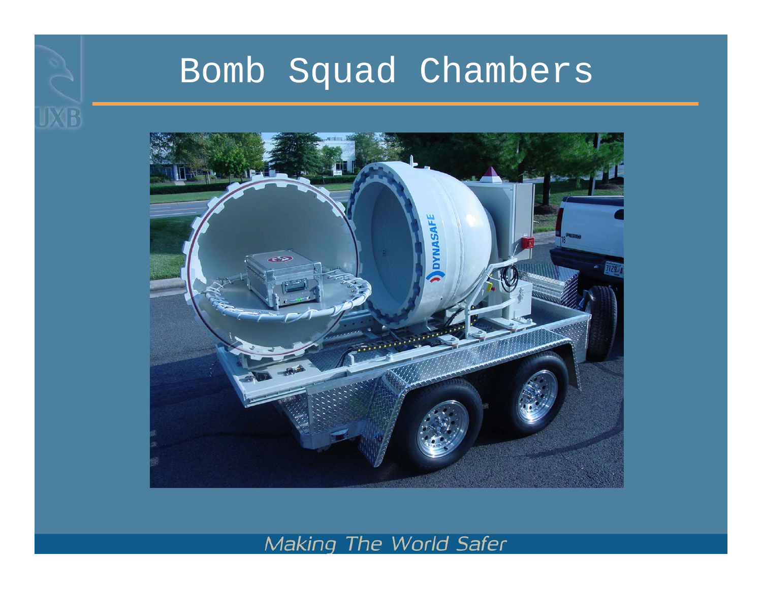# Bomb Squad Chambers